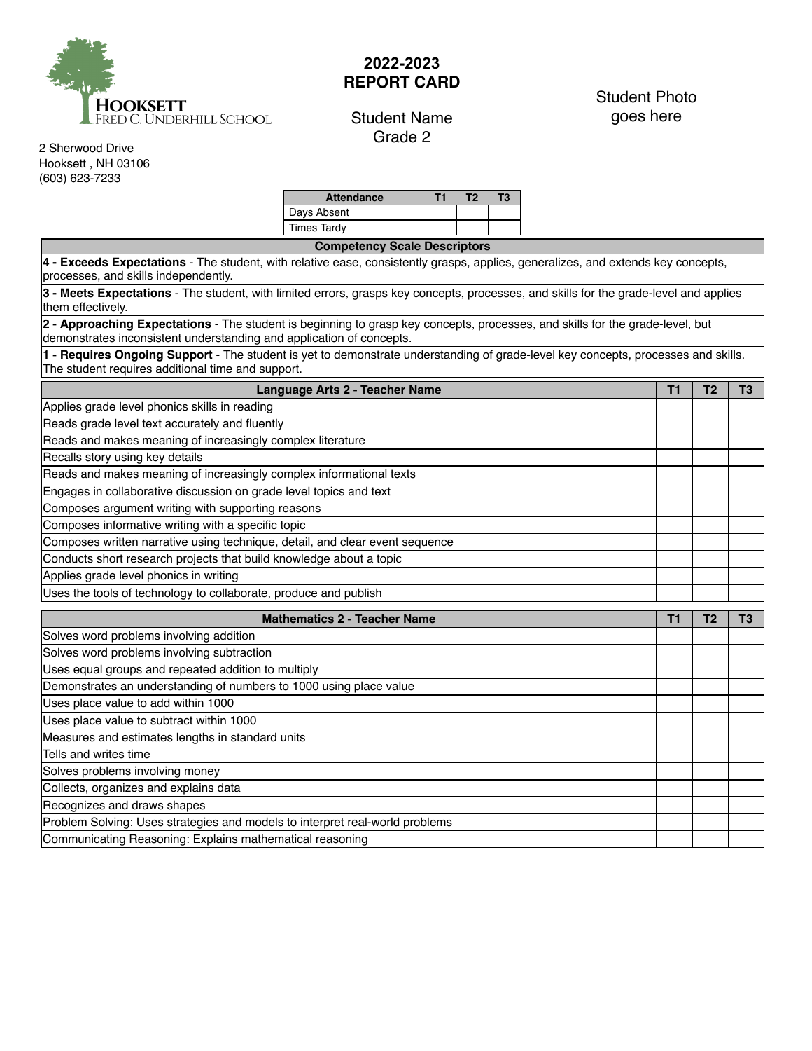**HOOKSETT**
FRED C. UNDERHILL SCHOOL

2 Sherwood Drive
Hooksett , NH 03106
(603) 623-7233

# 2022-2023
# REPORT CARD

Student Name
Grade 2

Student Photo goes here

| Attendance | T1 | T2 | T3 |
|---|---|---|---|
| Days Absent | | | |
| Times Tardy | | | |

| Competency Scale Descriptors |
|---|
| **4 - Exceeds Expectations** - The student, with relative ease, consistently grasps, applies, generalizes, and extends key concepts, processes, and skills independently. |
| **3 - Meets Expectations** - The student, with limited errors, grasps key concepts, processes, and skills for the grade-level and applies them effectively. |
| **2 - Approaching Expectations** - The student is beginning to grasp key concepts, processes, and skills for the grade-level, but demonstrates inconsistent understanding and application of concepts. |
| **1 - Requires Ongoing Support** - The student is yet to demonstrate understanding of grade-level key concepts, processes and skills. The student requires additional time and support. |

| Language Arts 2 - Teacher Name | T1 | T2 | T3 |
|---|---|---|---|
| Applies grade level phonics skills in reading | | | |
| Reads grade level text accurately and fluently | | | |
| Reads and makes meaning of increasingly complex literature | | | |
| Recalls story using key details | | | |
| Reads and makes meaning of increasingly complex informational texts | | | |
| Engages in collaborative discussion on grade level topics and text | | | |
| Composes argument writing with supporting reasons | | | |
| Composes informative writing with a specific topic | | | |
| Composes written narrative using technique, detail, and clear event sequence | | | |
| Conducts short research projects that build knowledge about a topic | | | |
| Applies grade level phonics in writing | | | |
| Uses the tools of technology to collaborate, produce and publish | | | |

| Mathematics 2 - Teacher Name | T1 | T2 | T3 |
|---|---|---|---|
| Solves word problems involving addition | | | |
| Solves word problems involving subtraction | | | |
| Uses equal groups and repeated addition to multiply | | | |
| Demonstrates an understanding of numbers to 1000 using place value | | | |
| Uses place value to add within 1000 | | | |
| Uses place value to subtract within 1000 | | | |
| Measures and estimates lengths in standard units | | | |
| Tells and writes time | | | |
| Solves problems involving money | | | |
| Collects, organizes and explains data | | | |
| Recognizes and draws shapes | | | |
| Problem Solving: Uses strategies and models to interpret real-world problems | | | |
| Communicating Reasoning: Explains mathematical reasoning | | | |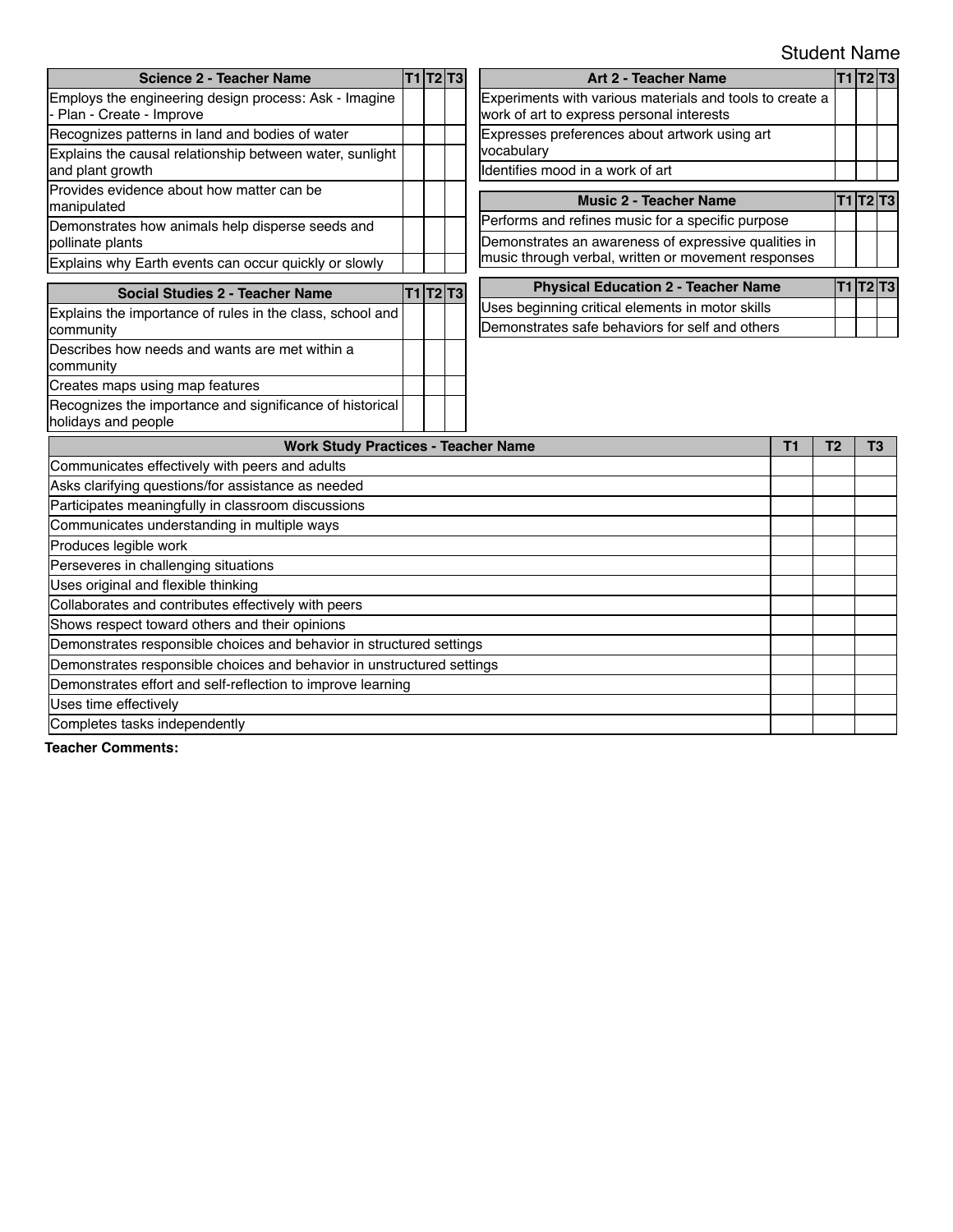Student Name

| Science 2 - Teacher Name | T1 | T2 | T3 |
| --- | --- | --- | --- |
| Employs the engineering design process: Ask - Imagine - Plan - Create - Improve | | | |
| Recognizes patterns in land and bodies of water | | | |
| Explains the causal relationship between water, sunlight and plant growth | | | |
| Provides evidence about how matter can be manipulated | | | |
| Demonstrates how animals help disperse seeds and pollinate plants | | | |
| Explains why Earth events can occur quickly or slowly | | | |

| Social Studies 2 - Teacher Name | T1 | T2 | T3 |
| --- | --- | --- | --- |
| Explains the importance of rules in the class, school and community | | | |
| Describes how needs and wants are met within a community | | | |
| Creates maps using map features | | | |
| Recognizes the importance and significance of historical holidays and people | | | |

| Art 2 - Teacher Name | T1 | T2 | T3 |
| --- | --- | --- | --- |
| Experiments with various materials and tools to create a work of art to express personal interests | | | |
| Expresses preferences about artwork using art vocabulary | | | |
| Identifies mood in a work of art | | | |

| Music 2 - Teacher Name | T1 | T2 | T3 |
| --- | --- | --- | --- |
| Performs and refines music for a specific purpose | | | |
| Demonstrates an awareness of expressive qualities in music through verbal, written or movement responses | | | |

| Physical Education 2 - Teacher Name | T1 | T2 | T3 |
| --- | --- | --- | --- |
| Uses beginning critical elements in motor skills | | | |
| Demonstrates safe behaviors for self and others | | | |

| Work Study Practices - Teacher Name | T1 | T2 | T3 |
| --- | --- | --- | --- |
| Communicates effectively with peers and adults | | | |
| Asks clarifying questions/for assistance as needed | | | |
| Participates meaningfully in classroom discussions | | | |
| Communicates understanding in multiple ways | | | |
| Produces legible work | | | |
| Perseveres in challenging situations | | | |
| Uses original and flexible thinking | | | |
| Collaborates and contributes effectively with peers | | | |
| Shows respect toward others and their opinions | | | |
| Demonstrates responsible choices and behavior in structured settings | | | |
| Demonstrates responsible choices and behavior in unstructured settings | | | |
| Demonstrates effort and self-reflection to improve learning | | | |
| Uses time effectively | | | |
| Completes tasks independently | | | |

**Teacher Comments:**